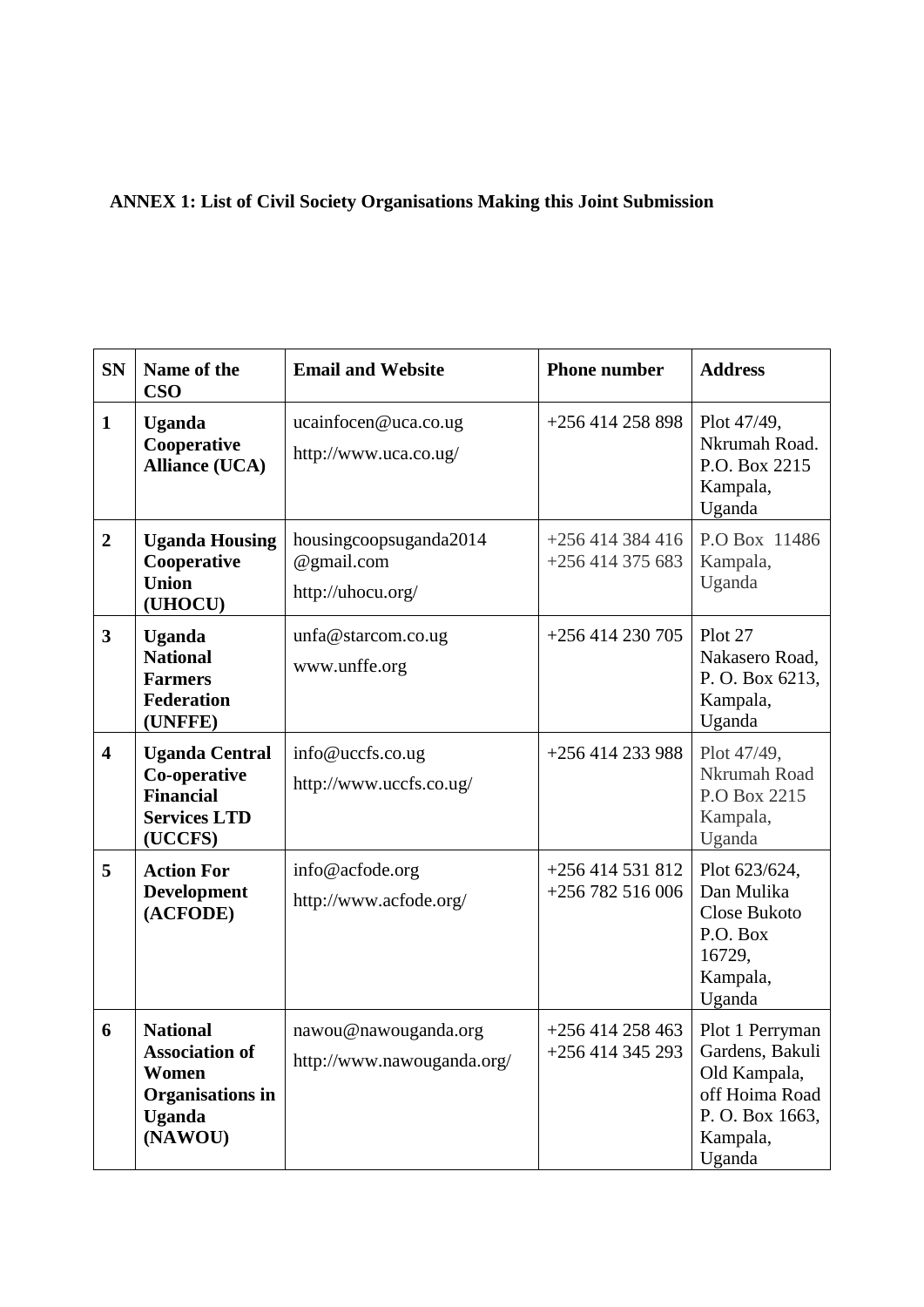**ANNEX 1: List of Civil Society Organisations Making this Joint Submission**

| SN | Name of the CSO | Email and Website | Phone number | Address |
|---|---|---|---|---|
| **1** | **Uganda Cooperative Alliance (UCA)** | ucainfocen@uca.co.ug<br>http://www.uca.co.ug/ | +256 414 258 898 | Plot 47/49, Nkrumah Road. P.O. Box 2215 Kampala, Uganda |
| **2** | **Uganda Housing Cooperative Union (UHOCU)** | housingcoopsuganda2014 @gmail.com<br>http://uhocu.org/ | +256 414 384 416<br>+256 414 375 683 | P.O Box 11486 Kampala, Uganda |
| **3** | **Uganda National Farmers Federation (UNFFE)** | unfa@starcom.co.ug<br>www.unffe.org | +256 414 230 705 | Plot 27 Nakasero Road, P. O. Box 6213, Kampala, Uganda |
| **4** | **Uganda Central Co-operative Financial Services LTD (UCCFS)** | info@uccfs.co.ug<br>http://www.uccfs.co.ug/ | +256 414 233 988 | Plot 47/49, Nkrumah Road P.O Box 2215 Kampala, Uganda |
| **5** | **Action For Development (ACFODE)** | info@acfode.org<br>http://www.acfode.org/ | +256 414 531 812<br>+256 782 516 006 | Plot 623/624, Dan Mulika Close Bukoto P.O. Box 16729, Kampala, Uganda |
| **6** | **National Association of Women Organisations in Uganda (NAWOU)** | nawou@nawouganda.org<br>http://www.nawouganda.org/ | +256 414 258 463<br>+256 414 345 293 | Plot 1 Perryman Gardens, Bakuli Old Kampala, off Hoima Road P. O. Box 1663, Kampala, Uganda |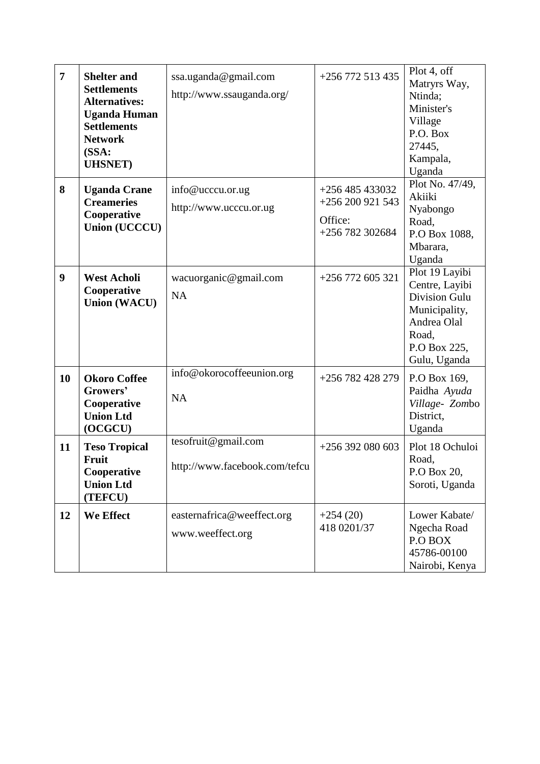| | | | | |
|---|---|---|---|---|
| **7** | **Shelter and Settlements Alternatives: Uganda Human Settlements Network (SSA: UHSNET)** | ssa.uganda@gmail.com<br>http://www.ssauganda.org/ | +256 772 513 435 | Plot 4, off Matryrs Way, Ntinda; Minister's Village P.O. Box 27445, Kampala, Uganda |
| **8** | **Uganda Crane Creameries Cooperative Union (UCCCU)** | info@ucccu.or.ug<br>http://www.ucccu.or.ug | +256 485 433032<br>+256 200 921 543<br>Office:<br>+256 782 302684 | Plot No. 47/49, Akiiki Nyabongo Road, P.O Box 1088, Mbarara, Uganda |
| **9** | **West Acholi Cooperative Union (WACU)** | wacuorganic@gmail.com<br>NA | +256 772 605 321 | Plot 19 Layibi Centre, Layibi Division Gulu Municipality, Andrea Olal Road, P.O Box 225, Gulu, Uganda |
| **10** | **Okoro Coffee Growers' Cooperative Union Ltd (OCGCU)** | info@okorocoffeeunion.org<br>NA | +256 782 428 279 | P.O Box 169, Paidha *Ayuda Village- Zom*bo District, Uganda |
| **11** | **Teso Tropical Fruit Cooperative Union Ltd (TEFCU)** | tesofruit@gmail.com<br>http://www.facebook.com/tefcu | +256 392 080 603 | Plot 18 Ochuloi Road, P.O Box 20, Soroti, Uganda |
| **12** | **We Effect** | easternafrica@weeffect.org<br>www.weeffect.org | +254 (20) 418 0201/37 | Lower Kabate/ Ngecha Road P.O BOX 45786-00100 Nairobi, Kenya |